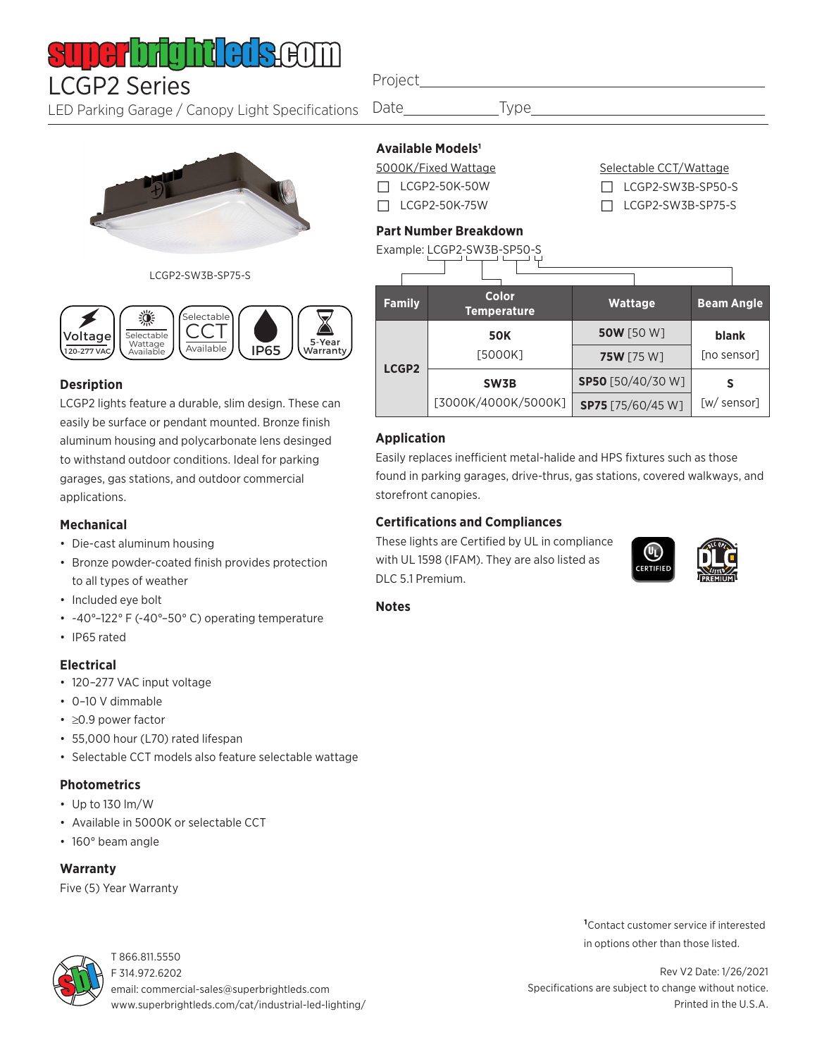# LCGP2 Series

LED Parking Garage / Canopy Light Specifications

Project\_\_\_\_\_\_\_\_\_\_\_\_\_\_\_\_\_\_\_\_\_\_\_\_\_\_\_\_\_\_

Date\_\_\_\_\_\_\_\_\_\_\_\_ Type\_\_\_\_\_\_\_\_\_\_\_\_\_\_\_\_\_\_\_\_\_\_

LCGP2-SW3B-SP75-S

Voltage 120-277 VAC | Selectable Wattage Available | Selectable CCT Available | IP65 | 5-Year Warranty

## Desription

LCGP2 lights feature a durable, slim design. These can easily be surface or pendant mounted. Bronze finish aluminum housing and polycarbonate lens desinged to withstand outdoor conditions. Ideal for parking garages, gas stations, and outdoor commercial applications.

## Mechanical

- Die-cast aluminum housing
- Bronze powder-coated finish provides protection to all types of weather
- Included eye bolt
- -40°–122° F (-40°–50° C) operating temperature
- IP65 rated

## Electrical

- 120–277 VAC input voltage
- 0–10 V dimmable
- ≥0.9 power factor
- 55,000 hour (L70) rated lifespan
- Selectable CCT models also feature selectable wattage

## Photometrics

- Up to 130 lm/W
- Available in 5000K or selectable CCT
- 160° beam angle

## Warranty

Five (5) Year Warranty

## Available Models[1]

5000K/Fixed Wattage

- ☐ LCGP2-50K-50W
- ☐ LCGP2-50K-75W

Selectable CCT/Wattage

- ☐ LCGP2-SW3B-SP50-S
- ☐ LCGP2-SW3B-SP75-S

## Part Number Breakdown

Example: LCGP2-SW3B-SP50-S

| Family | Color Temperature | Wattage | Beam Angle |
|---|---|---|---|
| LCGP2 | **50K** [5000K] | **50W** [50 W] | **blank** [no sensor] |
| | | **75W** [75 W] | |
| | **SW3B** [3000K/4000K/5000K] | **SP50** [50/40/30 W] | **S** [w/ sensor] |
| | | **SP75** [75/60/45 W] | |

## Application

Easily replaces inefficient metal-halide and HPS fixtures such as those found in parking garages, drive-thrus, gas stations, covered walkways, and storefront canopies.

## Certifications and Compliances

These lights are Certified by UL in compliance with UL 1598 (IFAM). They are also listed as DLC 5.1 Premium.

## Notes

[1]Contact customer service if interested in options other than those listed.

T 866.811.5550
F 314.972.6202
email: commercial-sales@superbrightleds.com
www.superbrightleds.com/cat/industrial-led-lighting/

Rev V2 Date: 1/26/2021
Specifications are subject to change without notice.
Printed in the U.S.A.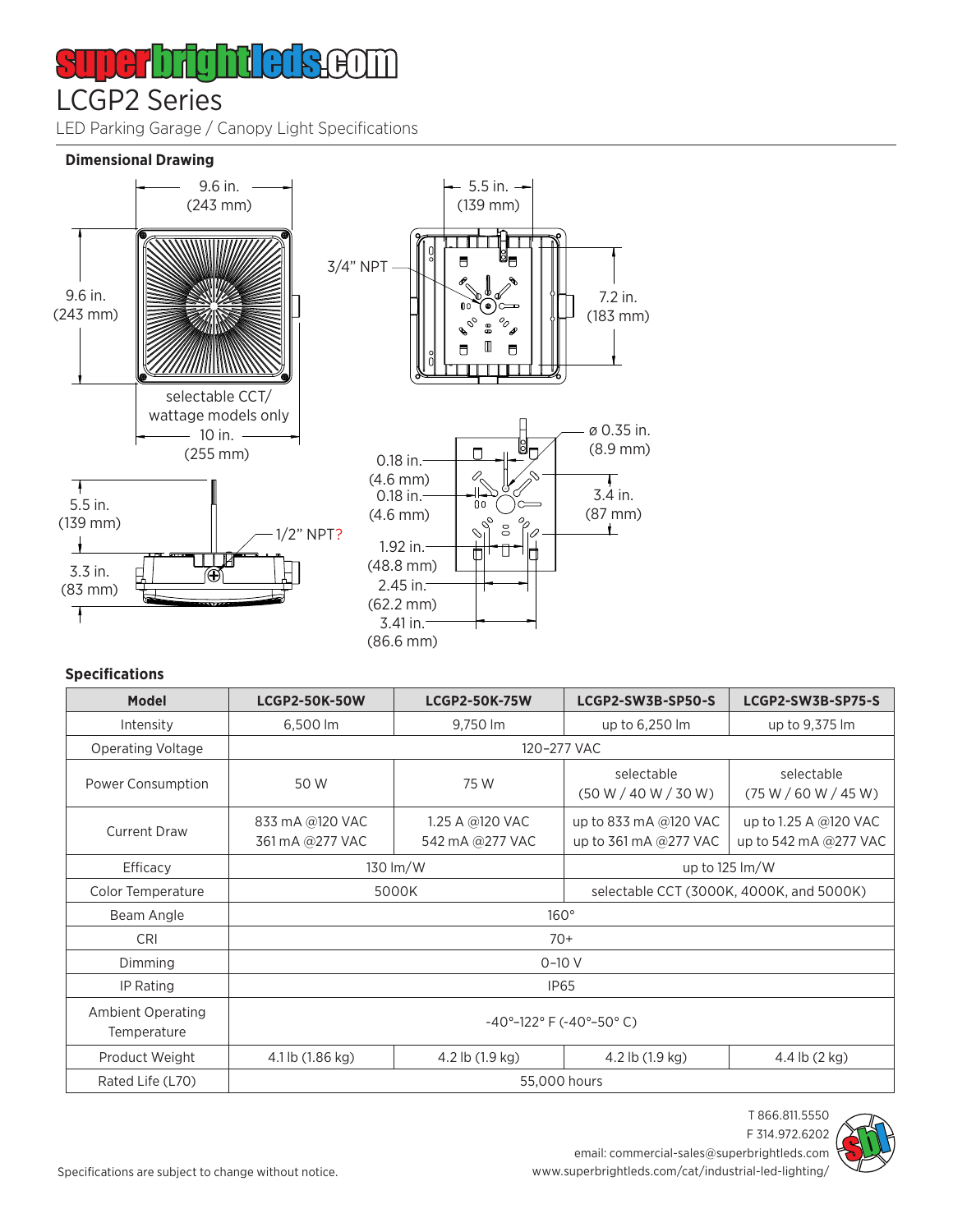# LCGP2 Series

LED Parking Garage / Canopy Light Specifications

**Dimensional Drawing**

9.6 in.
(243 mm)

9.6 in.
(243 mm)

selectable CCT/
wattage models only
10 in.
(255 mm)

5.5 in.
(139 mm)

3/4" NPT

7.2 in.
(183 mm)

5.5 in.
(139 mm)

3.3 in.
(83 mm)

1/2" NPT?

ø 0.35 in.
(8.9 mm)

0.18 in.
(4.6 mm)
0.18 in.
(4.6 mm)

3.4 in.
(87 mm)

1.92 in.
(48.8 mm)
2.45 in.
(62.2 mm)
3.41 in.
(86.6 mm)

**Specifications**

| Model | LCGP2-50K-50W | LCGP2-50K-75W | LCGP2-SW3B-SP50-S | LCGP2-SW3B-SP75-S |
|---|---|---|---|---|
| Intensity | 6,500 lm | 9,750 lm | up to 6,250 lm | up to 9,375 lm |
| Operating Voltage | 120–277 VAC | | | |
| Power Consumption | 50 W | 75 W | selectable (50 W / 40 W / 30 W) | selectable (75 W / 60 W / 45 W) |
| Current Draw | 833 mA @120 VAC 361 mA @277 VAC | 1.25 A @120 VAC 542 mA @277 VAC | up to 833 mA @120 VAC up to 361 mA @277 VAC | up to 1.25 A @120 VAC up to 542 mA @277 VAC |
| Efficacy | 130 lm/W | | up to 125 lm/W | |
| Color Temperature | 5000K | | selectable CCT (3000K, 4000K, and 5000K) | |
| Beam Angle | 160° | | | |
| CRI | 70+ | | | |
| Dimming | 0–10 V | | | |
| IP Rating | IP65 | | | |
| Ambient Operating Temperature | -40°–122° F (-40°–50° C) | | | |
| Product Weight | 4.1 lb (1.86 kg) | 4.2 lb (1.9 kg) | 4.2 lb (1.9 kg) | 4.4 lb (2 kg) |
| Rated Life (L70) | 55,000 hours | | | |

T 866.811.5550
F 314.972.6202
email: commercial-sales@superbrightleds.com
www.superbrightleds.com/cat/industrial-led-lighting/

Specifications are subject to change without notice.